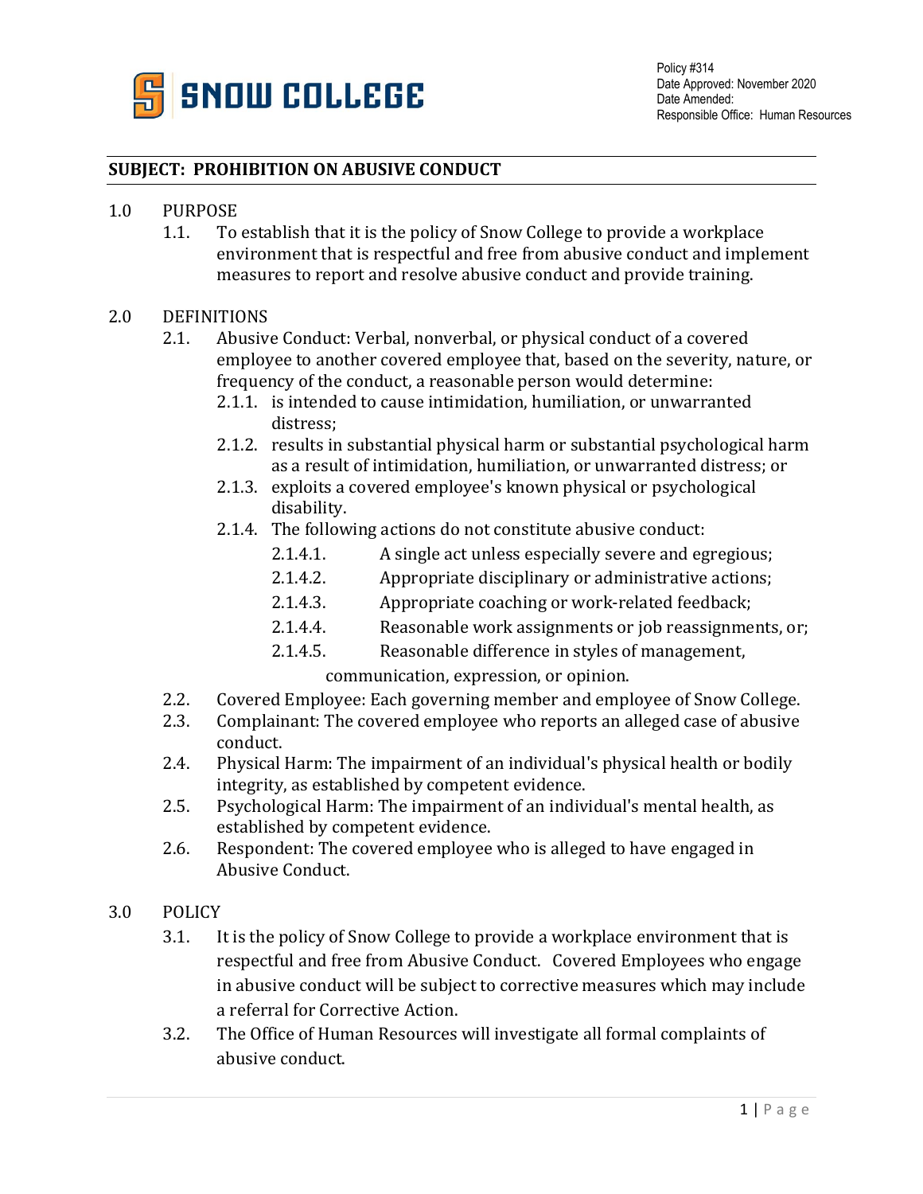Policy #314
Date Approved: November 2020
Date Amended:
Responsible Office: Human Resources

## SUBJECT: PROHIBITION ON ABUSIVE CONDUCT

1.0 PURPOSE

1.1. To establish that it is the policy of Snow College to provide a workplace environment that is respectful and free from abusive conduct and implement measures to report and resolve abusive conduct and provide training.

2.0 DEFINITIONS

2.1. Abusive Conduct: Verbal, nonverbal, or physical conduct of a covered employee to another covered employee that, based on the severity, nature, or frequency of the conduct, a reasonable person would determine:

2.1.1. is intended to cause intimidation, humiliation, or unwarranted distress;

2.1.2. results in substantial physical harm or substantial psychological harm as a result of intimidation, humiliation, or unwarranted distress; or

2.1.3. exploits a covered employee's known physical or psychological disability.

2.1.4. The following actions do not constitute abusive conduct:

2.1.4.1. A single act unless especially severe and egregious;

2.1.4.2. Appropriate disciplinary or administrative actions;

2.1.4.3. Appropriate coaching or work-related feedback;

2.1.4.4. Reasonable work assignments or job reassignments, or;

2.1.4.5. Reasonable difference in styles of management, communication, expression, or opinion.

2.2. Covered Employee: Each governing member and employee of Snow College.

2.3. Complainant: The covered employee who reports an alleged case of abusive conduct.

2.4. Physical Harm: The impairment of an individual's physical health or bodily integrity, as established by competent evidence.

2.5. Psychological Harm: The impairment of an individual's mental health, as established by competent evidence.

2.6. Respondent: The covered employee who is alleged to have engaged in Abusive Conduct.

3.0 POLICY

3.1. It is the policy of Snow College to provide a workplace environment that is respectful and free from Abusive Conduct. Covered Employees who engage in abusive conduct will be subject to corrective measures which may include a referral for Corrective Action.

3.2. The Office of Human Resources will investigate all formal complaints of abusive conduct.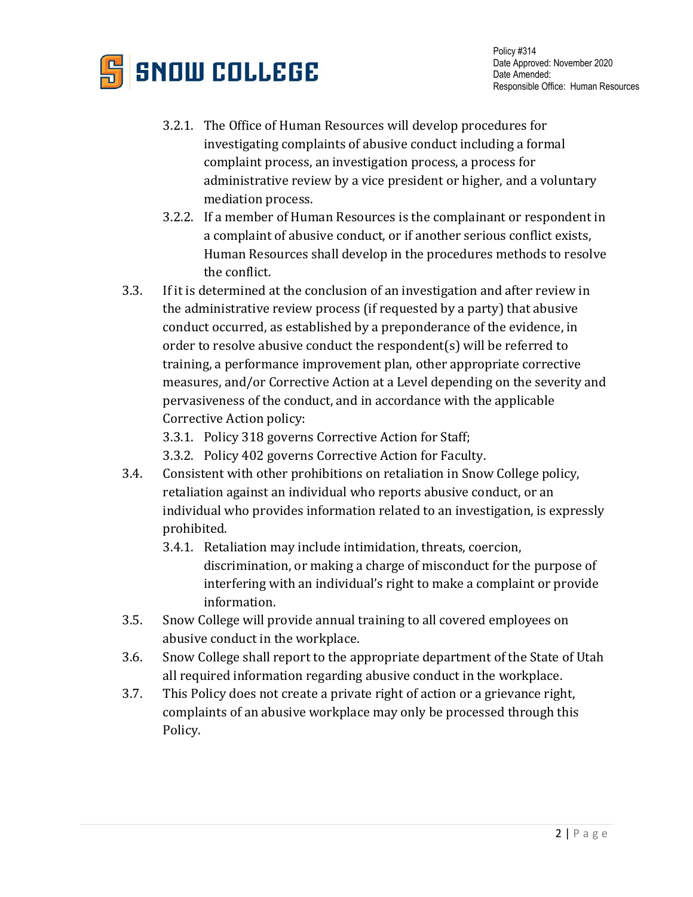3.2.1. The Office of Human Resources will develop procedures for investigating complaints of abusive conduct including a formal complaint process, an investigation process, a process for administrative review by a vice president or higher, and a voluntary mediation process.

3.2.2. If a member of Human Resources is the complainant or respondent in a complaint of abusive conduct, or if another serious conflict exists, Human Resources shall develop in the procedures methods to resolve the conflict.

3.3. If it is determined at the conclusion of an investigation and after review in the administrative review process (if requested by a party) that abusive conduct occurred, as established by a preponderance of the evidence, in order to resolve abusive conduct the respondent(s) will be referred to training, a performance improvement plan, other appropriate corrective measures, and/or Corrective Action at a Level depending on the severity and pervasiveness of the conduct, and in accordance with the applicable Corrective Action policy:

3.3.1. Policy 318 governs Corrective Action for Staff;

3.3.2. Policy 402 governs Corrective Action for Faculty.

3.4. Consistent with other prohibitions on retaliation in Snow College policy, retaliation against an individual who reports abusive conduct, or an individual who provides information related to an investigation, is expressly prohibited.

3.4.1. Retaliation may include intimidation, threats, coercion, discrimination, or making a charge of misconduct for the purpose of interfering with an individual's right to make a complaint or provide information.

3.5. Snow College will provide annual training to all covered employees on abusive conduct in the workplace.

3.6. Snow College shall report to the appropriate department of the State of Utah all required information regarding abusive conduct in the workplace.

3.7. This Policy does not create a private right of action or a grievance right, complaints of an abusive workplace may only be processed through this Policy.